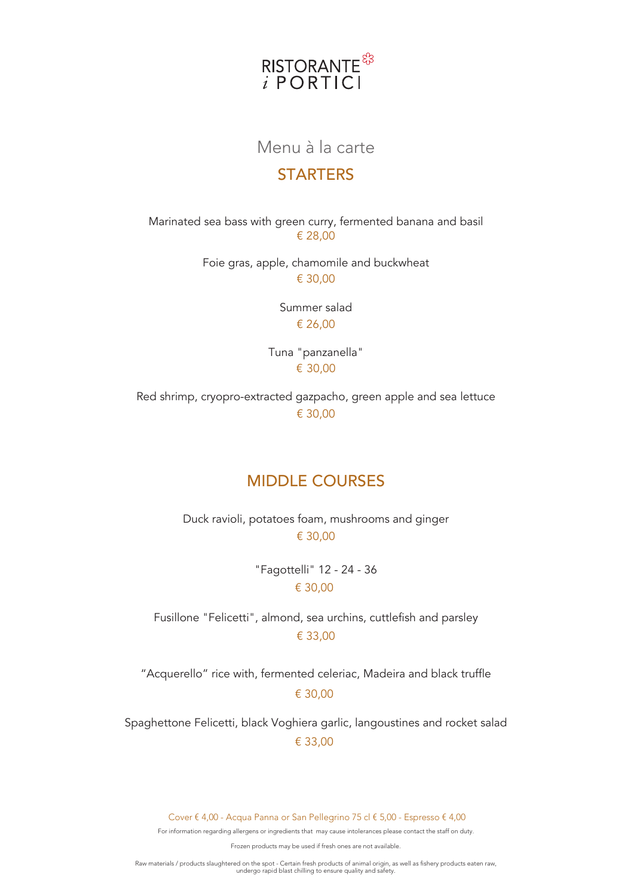# RISTORANTE i PORTICI

## Menu à la carte

### STARTERS

Marinated sea bass with green curry, fermented banana and basil
€ 28,00

Foie gras, apple, chamomile and buckwheat
€ 30,00

Summer salad
€ 26,00

Tuna "panzanella"
€ 30,00

Red shrimp, cryopro-extracted gazpacho, green apple and sea lettuce
€ 30,00

### MIDDLE COURSES

Duck ravioli, potatoes foam, mushrooms and ginger
€ 30,00

"Fagottelli" 12 - 24 - 36
€ 30,00

Fusillone "Felicetti", almond, sea urchins, cuttlefish and parsley
€ 33,00

"Acquerello" rice with, fermented celeriac, Madeira and black truffle
€ 30,00

Spaghettone Felicetti, black Voghiera garlic, langoustines and rocket salad
€ 33,00

Cover € 4,00 - Acqua Panna or San Pellegrino 75 cl € 5,00 - Espresso € 4,00

For information regarding allergens or ingredients that may cause intolerances please contact the staff on duty.

Frozen products may be used if fresh ones are not available.

Raw materials / products slaughtered on the spot - Certain fresh products of animal origin, as well as fishery products eaten raw, undergo rapid blast chilling to ensure quality and safety.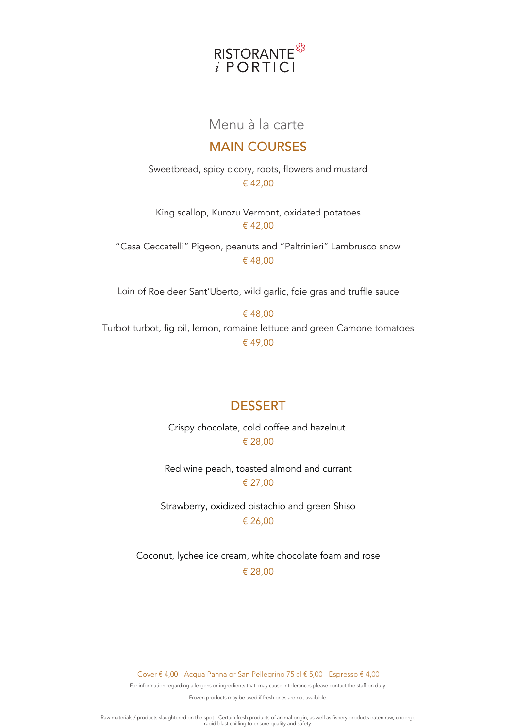RISTORANTE
*i* PORTICI

## Menu à la carte

## MAIN COURSES

Sweetbread, spicy cicory, roots, flowers and mustard
€ 42,00

King scallop, Kurozu Vermont, oxidated potatoes
€ 42,00

"Casa Ceccatelli" Pigeon, peanuts and "Paltrinieri" Lambrusco snow
€ 48,00

Loin of Roe deer Sant'Uberto, wild garlic, foie gras and truffle sauce
€ 48,00

Turbot turbot, fig oil, lemon, romaine lettuce and green Camone tomatoes
€ 49,00

## DESSERT

Crispy chocolate, cold coffee and hazelnut.
€ 28,00

Red wine peach, toasted almond and currant
€ 27,00

Strawberry, oxidized pistachio and green Shiso
€ 26,00

Coconut, lychee ice cream, white chocolate foam and rose
€ 28,00

Cover € 4,00 - Acqua Panna or San Pellegrino 75 cl € 5,00 - Espresso € 4,00

For information regarding allergens or ingredients that may cause intolerances please contact the staff on duty.

Frozen products may be used if fresh ones are not available.

Raw materials / products slaughtered on the spot - Certain fresh products of animal origin, as well as fishery products eaten raw, undergo rapid blast chilling to ensure quality and safety.